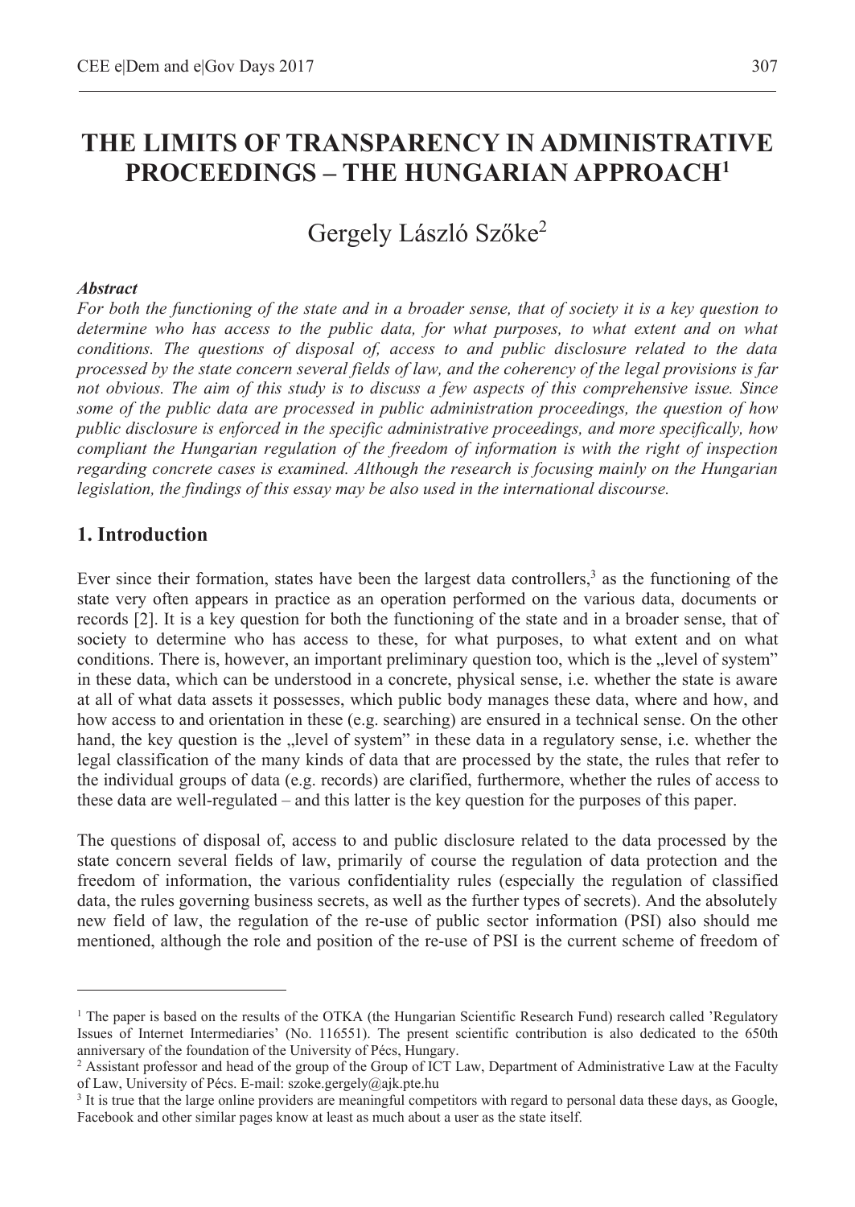# THE LIMITS OF TRANSPARENCY IN ADMINISTRATIVE PROCEEDINGS – THE HUNGARIAN APPROACH[1]

Gergely László Szőke[2]

***Abstract***

*For both the functioning of the state and in a broader sense, that of society it is a key question to determine who has access to the public data, for what purposes, to what extent and on what conditions. The questions of disposal of, access to and public disclosure related to the data processed by the state concern several fields of law, and the coherency of the legal provisions is far not obvious. The aim of this study is to discuss a few aspects of this comprehensive issue. Since some of the public data are processed in public administration proceedings, the question of how public disclosure is enforced in the specific administrative proceedings, and more specifically, how compliant the Hungarian regulation of the freedom of information is with the right of inspection regarding concrete cases is examined. Although the research is focusing mainly on the Hungarian legislation, the findings of this essay may be also used in the international discourse.*

## 1. Introduction

Ever since their formation, states have been the largest data controllers,[3] as the functioning of the state very often appears in practice as an operation performed on the various data, documents or records [2]. It is a key question for both the functioning of the state and in a broader sense, that of society to determine who has access to these, for what purposes, to what extent and on what conditions. There is, however, an important preliminary question too, which is the „level of system" in these data, which can be understood in a concrete, physical sense, i.e. whether the state is aware at all of what data assets it possesses, which public body manages these data, where and how, and how access to and orientation in these (e.g. searching) are ensured in a technical sense. On the other hand, the key question is the „level of system" in these data in a regulatory sense, i.e. whether the legal classification of the many kinds of data that are processed by the state, the rules that refer to the individual groups of data (e.g. records) are clarified, furthermore, whether the rules of access to these data are well-regulated – and this latter is the key question for the purposes of this paper.

The questions of disposal of, access to and public disclosure related to the data processed by the state concern several fields of law, primarily of course the regulation of data protection and the freedom of information, the various confidentiality rules (especially the regulation of classified data, the rules governing business secrets, as well as the further types of secrets). And the absolutely new field of law, the regulation of the re-use of public sector information (PSI) also should me mentioned, although the role and position of the re-use of PSI is the current scheme of freedom of

---

[1] The paper is based on the results of the OTKA (the Hungarian Scientific Research Fund) research called 'Regulatory Issues of Internet Intermediaries' (No. 116551). The present scientific contribution is also dedicated to the 650th anniversary of the foundation of the University of Pécs, Hungary.

[2] Assistant professor and head of the group of ICT Law, Department of Administrative Law at the Faculty of Law, University of Pécs. E-mail: szoke.gergely@ajk.pte.hu

[3] It is true that the large online providers are meaningful competitors with regard to personal data these days, as Google, Facebook and other similar pages know at least as much about a user as the state itself.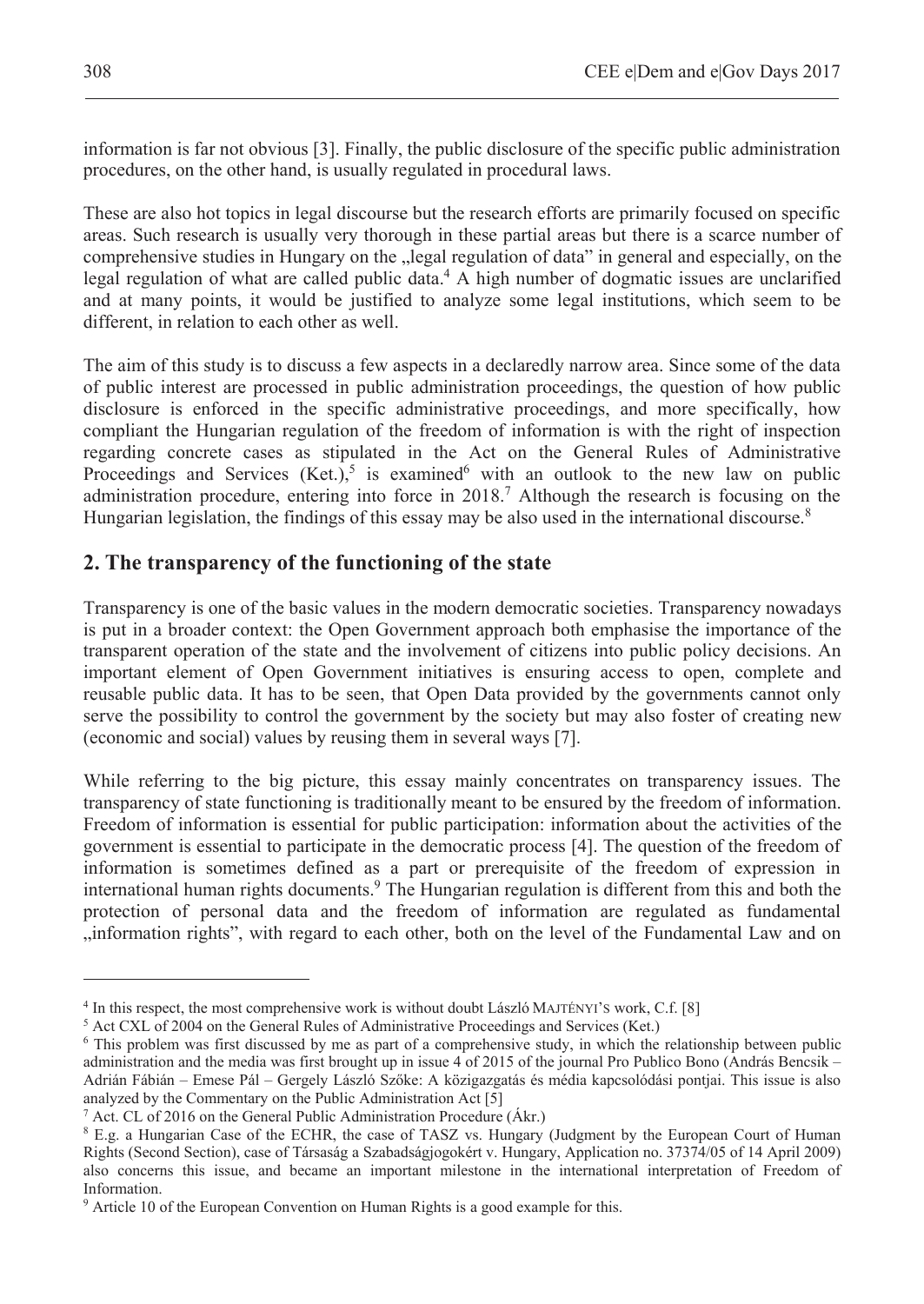information is far not obvious [3]. Finally, the public disclosure of the specific public administration procedures, on the other hand, is usually regulated in procedural laws.

These are also hot topics in legal discourse but the research efforts are primarily focused on specific areas. Such research is usually very thorough in these partial areas but there is a scarce number of comprehensive studies in Hungary on the „legal regulation of data" in general and especially, on the legal regulation of what are called public data.[4] A high number of dogmatic issues are unclarified and at many points, it would be justified to analyze some legal institutions, which seem to be different, in relation to each other as well.

The aim of this study is to discuss a few aspects in a declaredly narrow area. Since some of the data of public interest are processed in public administration proceedings, the question of how public disclosure is enforced in the specific administrative proceedings, and more specifically, how compliant the Hungarian regulation of the freedom of information is with the right of inspection regarding concrete cases as stipulated in the Act on the General Rules of Administrative Proceedings and Services (Ket.),[5] is examined[6] with an outlook to the new law on public administration procedure, entering into force in 2018.[7] Although the research is focusing on the Hungarian legislation, the findings of this essay may be also used in the international discourse.[8]

## 2. The transparency of the functioning of the state

Transparency is one of the basic values in the modern democratic societies. Transparency nowadays is put in a broader context: the Open Government approach both emphasise the importance of the transparent operation of the state and the involvement of citizens into public policy decisions. An important element of Open Government initiatives is ensuring access to open, complete and reusable public data. It has to be seen, that Open Data provided by the governments cannot only serve the possibility to control the government by the society but may also foster of creating new (economic and social) values by reusing them in several ways [7].

While referring to the big picture, this essay mainly concentrates on transparency issues. The transparency of state functioning is traditionally meant to be ensured by the freedom of information. Freedom of information is essential for public participation: information about the activities of the government is essential to participate in the democratic process [4]. The question of the freedom of information is sometimes defined as a part or prerequisite of the freedom of expression in international human rights documents.[9] The Hungarian regulation is different from this and both the protection of personal data and the freedom of information are regulated as fundamental „information rights", with regard to each other, both on the level of the Fundamental Law and on

---

[4] In this respect, the most comprehensive work is without doubt László MAJTÉNYI'S work, C.f. [8]

[5] Act CXL of 2004 on the General Rules of Administrative Proceedings and Services (Ket.)

[6] This problem was first discussed by me as part of a comprehensive study, in which the relationship between public administration and the media was first brought up in issue 4 of 2015 of the journal Pro Publico Bono (András Bencsik – Adrián Fábián – Emese Pál – Gergely László Szőke: A közigazgatás és média kapcsolódási pontjai. This issue is also analyzed by the Commentary on the Public Administration Act [5]

[7] Act. CL of 2016 on the General Public Administration Procedure (Ákr.)

[8] E.g. a Hungarian Case of the ECHR, the case of TASZ vs. Hungary (Judgment by the European Court of Human Rights (Second Section), case of Társaság a Szabadságjogokért v. Hungary, Application no. 37374/05 of 14 April 2009) also concerns this issue, and became an important milestone in the international interpretation of Freedom of Information.

[9] Article 10 of the European Convention on Human Rights is a good example for this.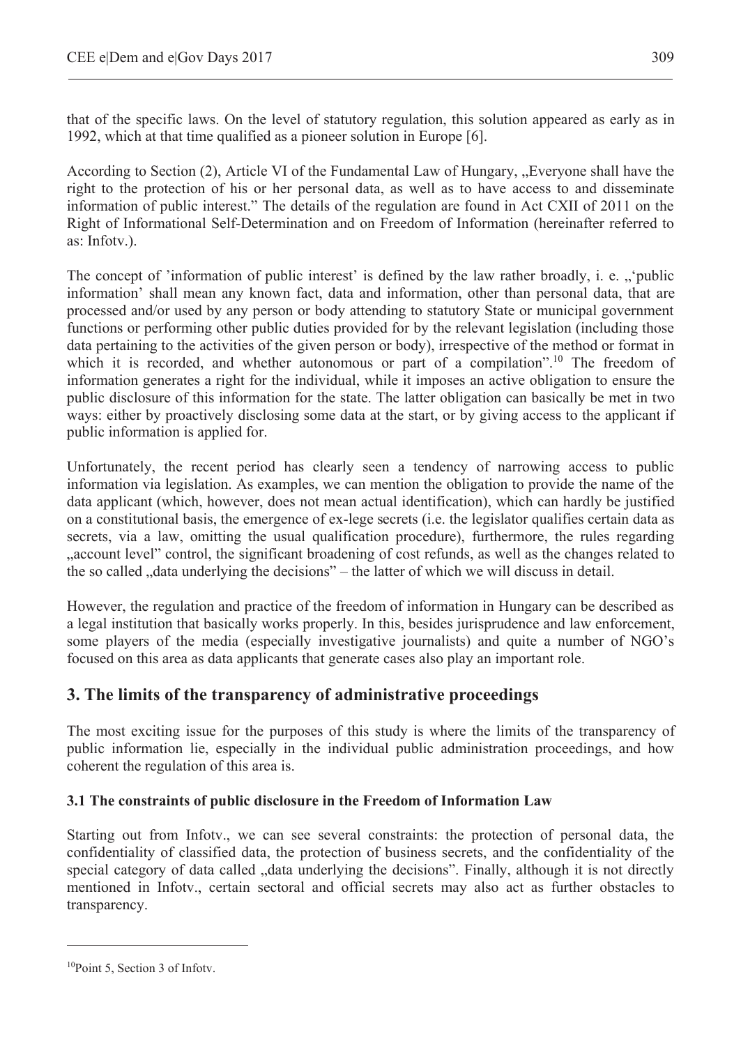that of the specific laws. On the level of statutory regulation, this solution appeared as early as in 1992, which at that time qualified as a pioneer solution in Europe [6].

According to Section (2), Article VI of the Fundamental Law of Hungary, „Everyone shall have the right to the protection of his or her personal data, as well as to have access to and disseminate information of public interest." The details of the regulation are found in Act CXII of 2011 on the Right of Informational Self-Determination and on Freedom of Information (hereinafter referred to as: Infotv.).

The concept of 'information of public interest' is defined by the law rather broadly, i. e. „'public information' shall mean any known fact, data and information, other than personal data, that are processed and/or used by any person or body attending to statutory State or municipal government functions or performing other public duties provided for by the relevant legislation (including those data pertaining to the activities of the given person or body), irrespective of the method or format in which it is recorded, and whether autonomous or part of a compilation".[10] The freedom of information generates a right for the individual, while it imposes an active obligation to ensure the public disclosure of this information for the state. The latter obligation can basically be met in two ways: either by proactively disclosing some data at the start, or by giving access to the applicant if public information is applied for.

Unfortunately, the recent period has clearly seen a tendency of narrowing access to public information via legislation. As examples, we can mention the obligation to provide the name of the data applicant (which, however, does not mean actual identification), which can hardly be justified on a constitutional basis, the emergence of ex-lege secrets (i.e. the legislator qualifies certain data as secrets, via a law, omitting the usual qualification procedure), furthermore, the rules regarding „account level" control, the significant broadening of cost refunds, as well as the changes related to the so called „data underlying the decisions" – the latter of which we will discuss in detail.

However, the regulation and practice of the freedom of information in Hungary can be described as a legal institution that basically works properly. In this, besides jurisprudence and law enforcement, some players of the media (especially investigative journalists) and quite a number of NGO's focused on this area as data applicants that generate cases also play an important role.

## 3. The limits of the transparency of administrative proceedings

The most exciting issue for the purposes of this study is where the limits of the transparency of public information lie, especially in the individual public administration proceedings, and how coherent the regulation of this area is.

### 3.1 The constraints of public disclosure in the Freedom of Information Law

Starting out from Infotv., we can see several constraints: the protection of personal data, the confidentiality of classified data, the protection of business secrets, and the confidentiality of the special category of data called „data underlying the decisions". Finally, although it is not directly mentioned in Infotv., certain sectoral and official secrets may also act as further obstacles to transparency.

---

[10] Point 5, Section 3 of Infotv.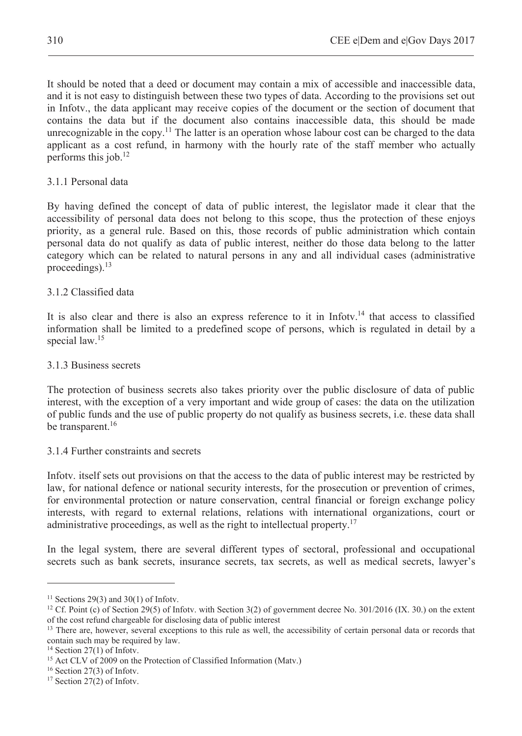It should be noted that a deed or document may contain a mix of accessible and inaccessible data, and it is not easy to distinguish between these two types of data. According to the provisions set out in Infotv., the data applicant may receive copies of the document or the section of document that contains the data but if the document also contains inaccessible data, this should be made unrecognizable in the copy.[11] The latter is an operation whose labour cost can be charged to the data applicant as a cost refund, in harmony with the hourly rate of the staff member who actually performs this job.[12]

### 3.1.1 Personal data

By having defined the concept of data of public interest, the legislator made it clear that the accessibility of personal data does not belong to this scope, thus the protection of these enjoys priority, as a general rule. Based on this, those records of public administration which contain personal data do not qualify as data of public interest, neither do those data belong to the latter category which can be related to natural persons in any and all individual cases (administrative proceedings).[13]

### 3.1.2 Classified data

It is also clear and there is also an express reference to it in Infotv.[14] that access to classified information shall be limited to a predefined scope of persons, which is regulated in detail by a special law.[15]

### 3.1.3 Business secrets

The protection of business secrets also takes priority over the public disclosure of data of public interest, with the exception of a very important and wide group of cases: the data on the utilization of public funds and the use of public property do not qualify as business secrets, i.e. these data shall be transparent.[16]

### 3.1.4 Further constraints and secrets

Infotv. itself sets out provisions on that the access to the data of public interest may be restricted by law, for national defence or national security interests, for the prosecution or prevention of crimes, for environmental protection or nature conservation, central financial or foreign exchange policy interests, with regard to external relations, relations with international organizations, court or administrative proceedings, as well as the right to intellectual property.[17]

In the legal system, there are several different types of sectoral, professional and occupational secrets such as bank secrets, insurance secrets, tax secrets, as well as medical secrets, lawyer's

---

[11] Sections 29(3) and 30(1) of Infotv.

[12] Cf. Point (c) of Section 29(5) of Infotv. with Section 3(2) of government decree No. 301/2016 (IX. 30.) on the extent of the cost refund chargeable for disclosing data of public interest

[13] There are, however, several exceptions to this rule as well, the accessibility of certain personal data or records that contain such may be required by law.

[14] Section 27(1) of Infotv.

[15] Act CLV of 2009 on the Protection of Classified Information (Matv.)

[16] Section 27(3) of Infotv.

[17] Section 27(2) of Infotv.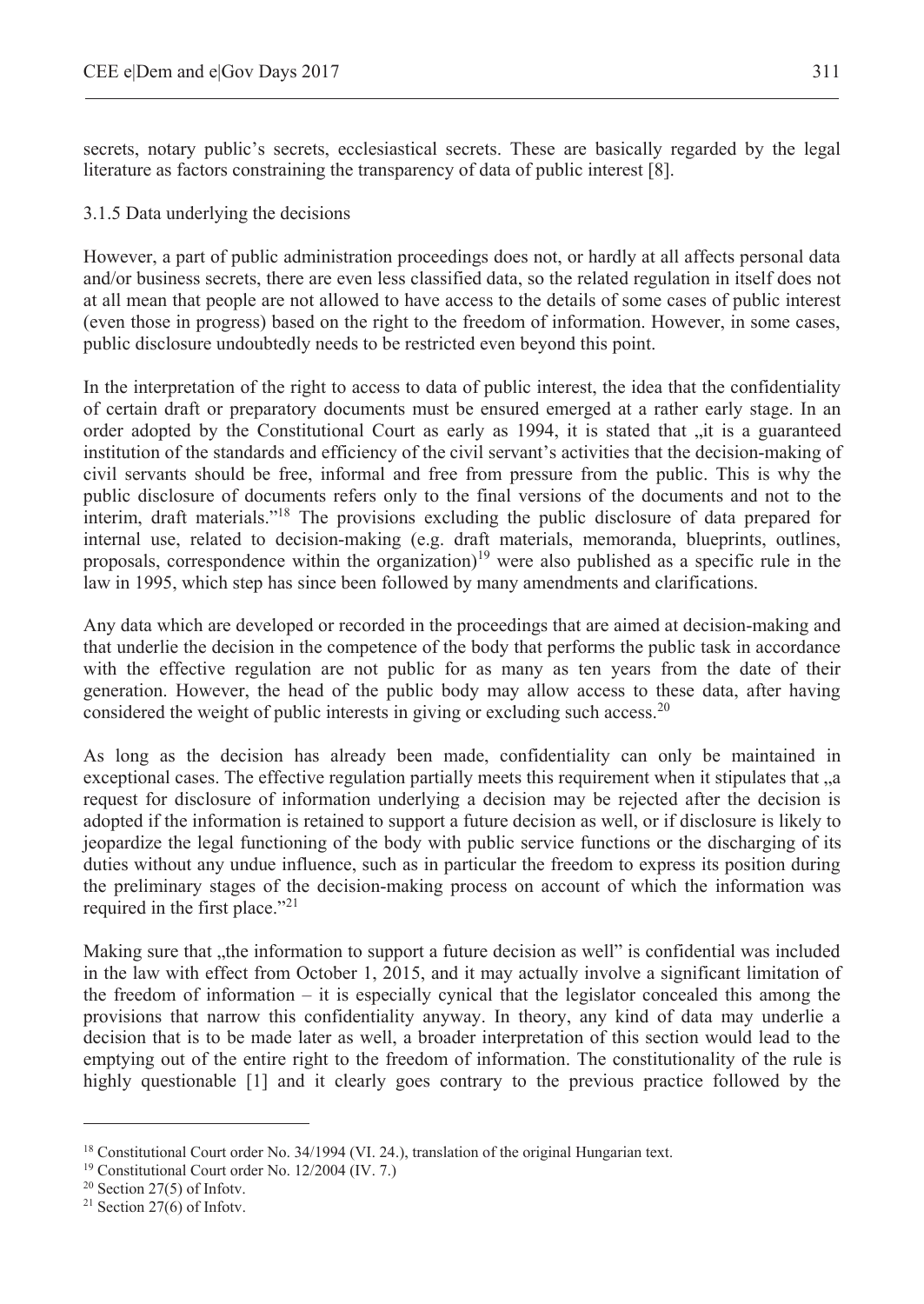secrets, notary public's secrets, ecclesiastical secrets. These are basically regarded by the legal literature as factors constraining the transparency of data of public interest [8].

### 3.1.5 Data underlying the decisions

However, a part of public administration proceedings does not, or hardly at all affects personal data and/or business secrets, there are even less classified data, so the related regulation in itself does not at all mean that people are not allowed to have access to the details of some cases of public interest (even those in progress) based on the right to the freedom of information. However, in some cases, public disclosure undoubtedly needs to be restricted even beyond this point.

In the interpretation of the right to access to data of public interest, the idea that the confidentiality of certain draft or preparatory documents must be ensured emerged at a rather early stage. In an order adopted by the Constitutional Court as early as 1994, it is stated that „it is a guaranteed institution of the standards and efficiency of the civil servant's activities that the decision-making of civil servants should be free, informal and free from pressure from the public. This is why the public disclosure of documents refers only to the final versions of the documents and not to the interim, draft materials."[18] The provisions excluding the public disclosure of data prepared for internal use, related to decision-making (e.g. draft materials, memoranda, blueprints, outlines, proposals, correspondence within the organization)[19] were also published as a specific rule in the law in 1995, which step has since been followed by many amendments and clarifications.

Any data which are developed or recorded in the proceedings that are aimed at decision-making and that underlie the decision in the competence of the body that performs the public task in accordance with the effective regulation are not public for as many as ten years from the date of their generation. However, the head of the public body may allow access to these data, after having considered the weight of public interests in giving or excluding such access.[20]

As long as the decision has already been made, confidentiality can only be maintained in exceptional cases. The effective regulation partially meets this requirement when it stipulates that „a request for disclosure of information underlying a decision may be rejected after the decision is adopted if the information is retained to support a future decision as well, or if disclosure is likely to jeopardize the legal functioning of the body with public service functions or the discharging of its duties without any undue influence, such as in particular the freedom to express its position during the preliminary stages of the decision-making process on account of which the information was required in the first place."[21]

Making sure that „the information to support a future decision as well" is confidential was included in the law with effect from October 1, 2015, and it may actually involve a significant limitation of the freedom of information – it is especially cynical that the legislator concealed this among the provisions that narrow this confidentiality anyway. In theory, any kind of data may underlie a decision that is to be made later as well, a broader interpretation of this section would lead to the emptying out of the entire right to the freedom of information. The constitutionality of the rule is highly questionable [1] and it clearly goes contrary to the previous practice followed by the

---

[18] Constitutional Court order No. 34/1994 (VI. 24.), translation of the original Hungarian text.

[19] Constitutional Court order No. 12/2004 (IV. 7.)

[20] Section 27(5) of Infotv.

[21] Section 27(6) of Infotv.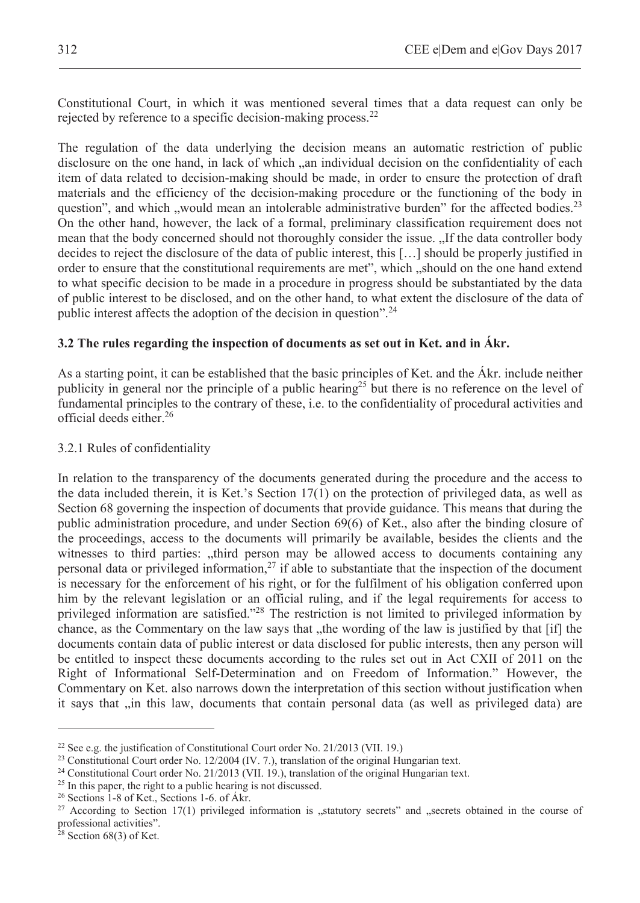Constitutional Court, in which it was mentioned several times that a data request can only be rejected by reference to a specific decision-making process.[22]

The regulation of the data underlying the decision means an automatic restriction of public disclosure on the one hand, in lack of which „an individual decision on the confidentiality of each item of data related to decision-making should be made, in order to ensure the protection of draft materials and the efficiency of the decision-making procedure or the functioning of the body in question", and which „would mean an intolerable administrative burden" for the affected bodies.[23] On the other hand, however, the lack of a formal, preliminary classification requirement does not mean that the body concerned should not thoroughly consider the issue. „If the data controller body decides to reject the disclosure of the data of public interest, this […] should be properly justified in order to ensure that the constitutional requirements are met", which „should on the one hand extend to what specific decision to be made in a procedure in progress should be substantiated by the data of public interest to be disclosed, and on the other hand, to what extent the disclosure of the data of public interest affects the adoption of the decision in question".[24]

### 3.2 The rules regarding the inspection of documents as set out in Ket. and in Ákr.

As a starting point, it can be established that the basic principles of Ket. and the Ákr. include neither publicity in general nor the principle of a public hearing[25] but there is no reference on the level of fundamental principles to the contrary of these, i.e. to the confidentiality of procedural activities and official deeds either.[26]

#### 3.2.1 Rules of confidentiality

In relation to the transparency of the documents generated during the procedure and the access to the data included therein, it is Ket.'s Section 17(1) on the protection of privileged data, as well as Section 68 governing the inspection of documents that provide guidance. This means that during the public administration procedure, and under Section 69(6) of Ket., also after the binding closure of the proceedings, access to the documents will primarily be available, besides the clients and the witnesses to third parties: „third person may be allowed access to documents containing any personal data or privileged information,[27] if able to substantiate that the inspection of the document is necessary for the enforcement of his right, or for the fulfilment of his obligation conferred upon him by the relevant legislation or an official ruling, and if the legal requirements for access to privileged information are satisfied."[28] The restriction is not limited to privileged information by chance, as the Commentary on the law says that „the wording of the law is justified by that [if] the documents contain data of public interest or data disclosed for public interests, then any person will be entitled to inspect these documents according to the rules set out in Act CXII of 2011 on the Right of Informational Self-Determination and on Freedom of Information." However, the Commentary on Ket. also narrows down the interpretation of this section without justification when it says that „in this law, documents that contain personal data (as well as privileged data) are

---

[22] See e.g. the justification of Constitutional Court order No. 21/2013 (VII. 19.)

[23] Constitutional Court order No. 12/2004 (IV. 7.), translation of the original Hungarian text.

[24] Constitutional Court order No. 21/2013 (VII. 19.), translation of the original Hungarian text.

[25] In this paper, the right to a public hearing is not discussed.

[26] Sections 1-8 of Ket., Sections 1-6. of Ákr.

[27] According to Section 17(1) privileged information is „statutory secrets" and „secrets obtained in the course of professional activities".

[28] Section 68(3) of Ket.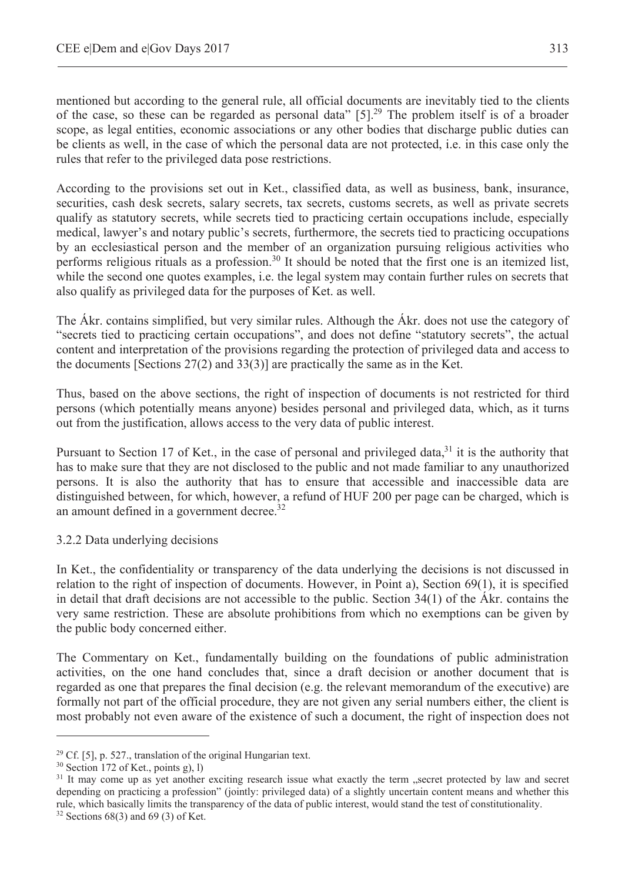mentioned but according to the general rule, all official documents are inevitably tied to the clients of the case, so these can be regarded as personal data" [5].[29] The problem itself is of a broader scope, as legal entities, economic associations or any other bodies that discharge public duties can be clients as well, in the case of which the personal data are not protected, i.e. in this case only the rules that refer to the privileged data pose restrictions.

According to the provisions set out in Ket., classified data, as well as business, bank, insurance, securities, cash desk secrets, salary secrets, tax secrets, customs secrets, as well as private secrets qualify as statutory secrets, while secrets tied to practicing certain occupations include, especially medical, lawyer's and notary public's secrets, furthermore, the secrets tied to practicing occupations by an ecclesiastical person and the member of an organization pursuing religious activities who performs religious rituals as a profession.[30] It should be noted that the first one is an itemized list, while the second one quotes examples, i.e. the legal system may contain further rules on secrets that also qualify as privileged data for the purposes of Ket. as well.

The Ákr. contains simplified, but very similar rules. Although the Ákr. does not use the category of "secrets tied to practicing certain occupations", and does not define "statutory secrets", the actual content and interpretation of the provisions regarding the protection of privileged data and access to the documents [Sections 27(2) and 33(3)] are practically the same as in the Ket.

Thus, based on the above sections, the right of inspection of documents is not restricted for third persons (which potentially means anyone) besides personal and privileged data, which, as it turns out from the justification, allows access to the very data of public interest.

Pursuant to Section 17 of Ket., in the case of personal and privileged data,[31] it is the authority that has to make sure that they are not disclosed to the public and not made familiar to any unauthorized persons. It is also the authority that has to ensure that accessible and inaccessible data are distinguished between, for which, however, a refund of HUF 200 per page can be charged, which is an amount defined in a government decree.[32]

### 3.2.2 Data underlying decisions

In Ket., the confidentiality or transparency of the data underlying the decisions is not discussed in relation to the right of inspection of documents. However, in Point a), Section 69(1), it is specified in detail that draft decisions are not accessible to the public. Section 34(1) of the Ákr. contains the very same restriction. These are absolute prohibitions from which no exemptions can be given by the public body concerned either.

The Commentary on Ket., fundamentally building on the foundations of public administration activities, on the one hand concludes that, since a draft decision or another document that is regarded as one that prepares the final decision (e.g. the relevant memorandum of the executive) are formally not part of the official procedure, they are not given any serial numbers either, the client is most probably not even aware of the existence of such a document, the right of inspection does not

---

[29] Cf. [5], p. 527., translation of the original Hungarian text.

[30] Section 172 of Ket., points g), l)

[31] It may come up as yet another exciting research issue what exactly the term „secret protected by law and secret depending on practicing a profession" (jointly: privileged data) of a slightly uncertain content means and whether this rule, which basically limits the transparency of the data of public interest, would stand the test of constitutionality.

[32] Sections 68(3) and 69 (3) of Ket.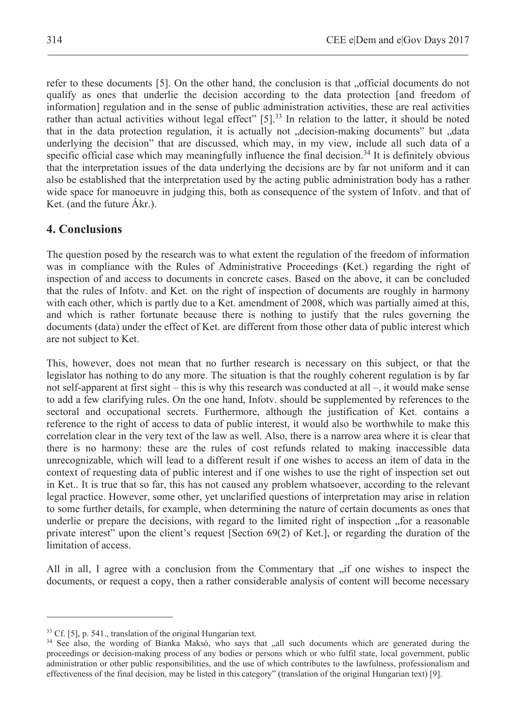refer to these documents [5]. On the other hand, the conclusion is that „official documents do not qualify as ones that underlie the decision according to the data protection [and freedom of information] regulation and in the sense of public administration activities, these are real activities rather than actual activities without legal effect" [5].[33] In relation to the latter, it should be noted that in the data protection regulation, it is actually not „decision-making documents" but „data underlying the decision" that are discussed, which may, in my view, include all such data of a specific official case which may meaningfully influence the final decision.[34] It is definitely obvious that the interpretation issues of the data underlying the decisions are by far not uniform and it can also be established that the interpretation used by the acting public administration body has a rather wide space for manoeuvre in judging this, both as consequence of the system of Infotv. and that of Ket. (and the future Ákr.).

## 4. Conclusions

The question posed by the research was to what extent the regulation of the freedom of information was in compliance with the Rules of Administrative Proceedings **(**Ket.) regarding the right of inspection of and access to documents in concrete cases. Based on the above, it can be concluded that the rules of Infotv. and Ket. on the right of inspection of documents are roughly in harmony with each other, which is partly due to a Ket. amendment of 2008, which was partially aimed at this, and which is rather fortunate because there is nothing to justify that the rules governing the documents (data) under the effect of Ket. are different from those other data of public interest which are not subject to Ket.

This, however, does not mean that no further research is necessary on this subject, or that the legislator has nothing to do any more. The situation is that the roughly coherent regulation is by far not self-apparent at first sight – this is why this research was conducted at all –, it would make sense to add a few clarifying rules. On the one hand, Infotv. should be supplemented by references to the sectoral and occupational secrets. Furthermore, although the justification of Ket. contains a reference to the right of access to data of public interest, it would also be worthwhile to make this correlation clear in the very text of the law as well. Also, there is a narrow area where it is clear that there is no harmony: these are the rules of cost refunds related to making inaccessible data unrecognizable, which will lead to a different result if one wishes to access an item of data in the context of requesting data of public interest and if one wishes to use the right of inspection set out in Ket.. It is true that so far, this has not caused any problem whatsoever, according to the relevant legal practice. However, some other, yet unclarified questions of interpretation may arise in relation to some further details, for example, when determining the nature of certain documents as ones that underlie or prepare the decisions, with regard to the limited right of inspection „for a reasonable private interest" upon the client's request [Section 69(2) of Ket.], or regarding the duration of the limitation of access.

All in all, I agree with a conclusion from the Commentary that „if one wishes to inspect the documents, or request a copy, then a rather considerable analysis of content will become necessary

---

[33] Cf. [5], p. 541., translation of the original Hungarian text.

[34] See also, the wording of Bianka Maksó, who says that „all such documents which are generated during the proceedings or decision-making process of any bodies or persons which or who fulfil state, local government, public administration or other public responsibilities, and the use of which contributes to the lawfulness, professionalism and effectiveness of the final decision, may be listed in this category" (translation of the original Hungarian text) [9].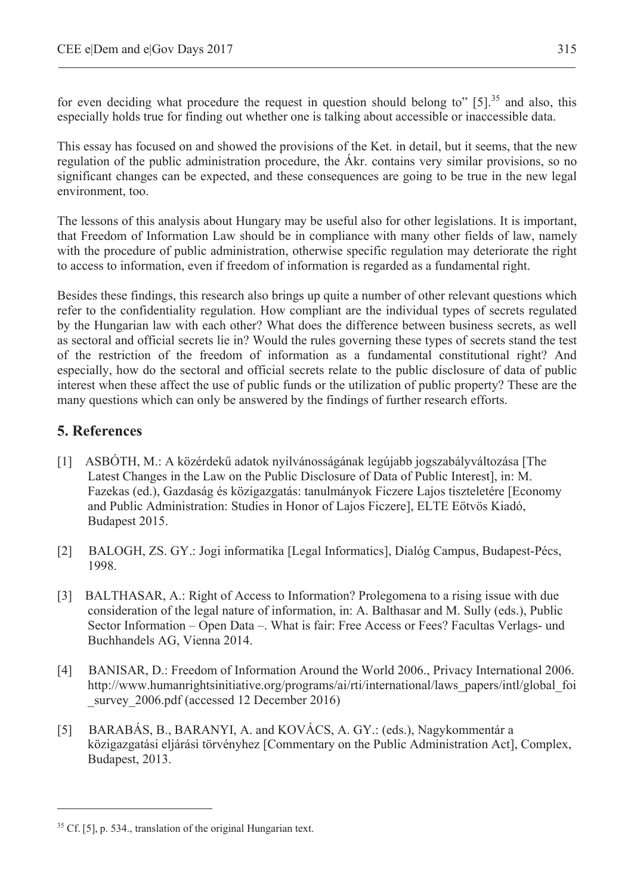for even deciding what procedure the request in question should belong to" [5].[35] and also, this especially holds true for finding out whether one is talking about accessible or inaccessible data.

This essay has focused on and showed the provisions of the Ket. in detail, but it seems, that the new regulation of the public administration procedure, the Ákr. contains very similar provisions, so no significant changes can be expected, and these consequences are going to be true in the new legal environment, too.

The lessons of this analysis about Hungary may be useful also for other legislations. It is important, that Freedom of Information Law should be in compliance with many other fields of law, namely with the procedure of public administration, otherwise specific regulation may deteriorate the right to access to information, even if freedom of information is regarded as a fundamental right.

Besides these findings, this research also brings up quite a number of other relevant questions which refer to the confidentiality regulation. How compliant are the individual types of secrets regulated by the Hungarian law with each other? What does the difference between business secrets, as well as sectoral and official secrets lie in? Would the rules governing these types of secrets stand the test of the restriction of the freedom of information as a fundamental constitutional right? And especially, how do the sectoral and official secrets relate to the public disclosure of data of public interest when these affect the use of public funds or the utilization of public property? These are the many questions which can only be answered by the findings of further research efforts.

## 5. References

[1] ASBÓTH, M.: A közérdekű adatok nyilvánosságának legújabb jogszabályváltozása [The Latest Changes in the Law on the Public Disclosure of Data of Public Interest], in: M. Fazekas (ed.), Gazdaság és közigazgatás: tanulmányok Ficzere Lajos tiszteletére [Economy and Public Administration: Studies in Honor of Lajos Ficzere], ELTE Eötvös Kiadó, Budapest 2015.

[2] BALOGH, ZS. GY.: Jogi informatika [Legal Informatics], Dialóg Campus, Budapest-Pécs, 1998.

[3] BALTHASAR, A.: Right of Access to Information? Prolegomena to a rising issue with due consideration of the legal nature of information, in: A. Balthasar and M. Sully (eds.), Public Sector Information – Open Data –. What is fair: Free Access or Fees? Facultas Verlags- und Buchhandels AG, Vienna 2014.

[4] BANISAR, D.: Freedom of Information Around the World 2006., Privacy International 2006. http://www.humanrightsinitiative.org/programs/ai/rti/international/laws_papers/intl/global_foi_survey_2006.pdf (accessed 12 December 2016)

[5] BARABÁS, B., BARANYI, A. and KOVÁCS, A. GY.: (eds.), Nagykommentár a közigazgatási eljárási törvényhez [Commentary on the Public Administration Act], Complex, Budapest, 2013.

[35] Cf. [5], p. 534., translation of the original Hungarian text.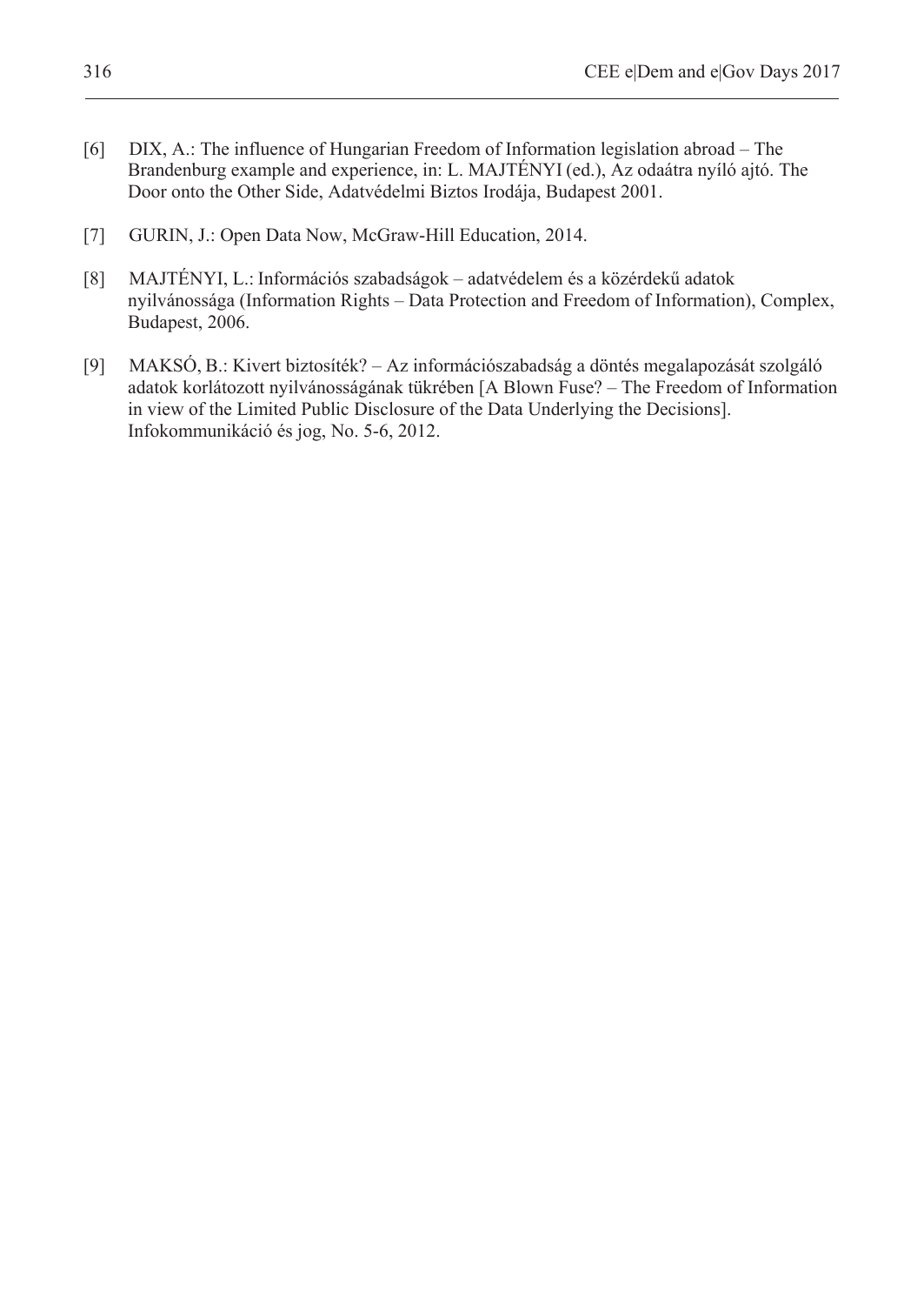[6] DIX, A.: The influence of Hungarian Freedom of Information legislation abroad – The Brandenburg example and experience, in: L. MAJTÉNYI (ed.), Az odaátra nyíló ajtó. The Door onto the Other Side, Adatvédelmi Biztos Irodája, Budapest 2001.

[7] GURIN, J.: Open Data Now, McGraw-Hill Education, 2014.

[8] MAJTÉNYI, L.: Információs szabadságok – adatvédelem és a közérdekű adatok nyilvánossága (Information Rights – Data Protection and Freedom of Information), Complex, Budapest, 2006.

[9] MAKSÓ, B.: Kivert biztosíték? – Az információszabadság a döntés megalapozását szolgáló adatok korlátozott nyilvánosságának tükrében [A Blown Fuse? – The Freedom of Information in view of the Limited Public Disclosure of the Data Underlying the Decisions]. Infokommunikáció és jog, No. 5-6, 2012.